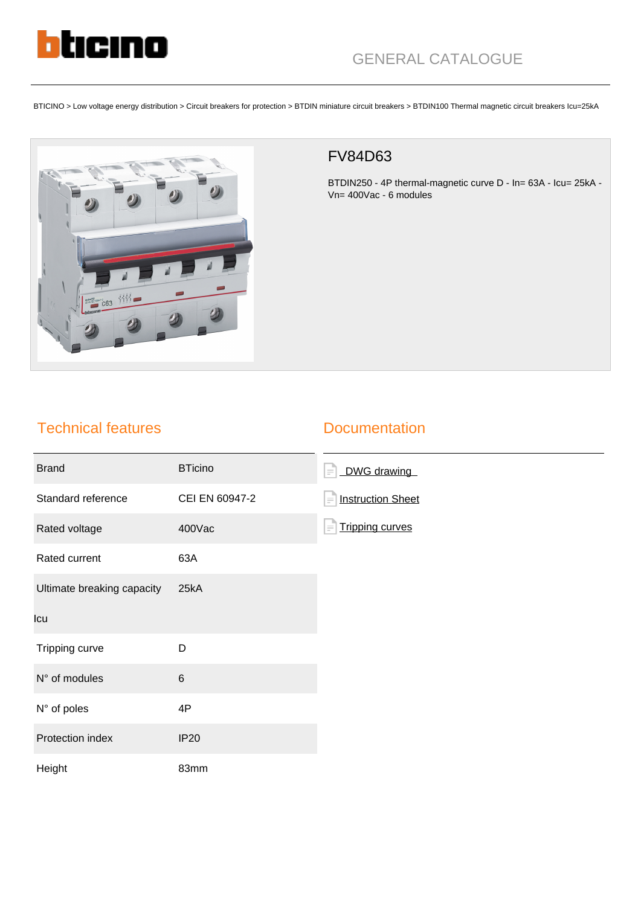GENERAL CATALOGUE

BTICINO > Low voltage energy distribution > Circuit breakers for protection > BTDIN miniature circuit breakers > BTDIN100 Thermal magnetic circuit breakers Icu=25kA

# FV84D63

BTDIN250 - 4P thermal-magnetic curve D - In= 63A - Icu= 25kA - Vn= 400Vac - 6 modules

## Technical features

| | |
|---|---|
| Brand | BTicino |
| Standard reference | CEI EN 60947-2 |
| Rated voltage | 400Vac |
| Rated current | 63A |
| Ultimate breaking capacity Icu | 25kA |
| Tripping curve | D |
| N° of modules | 6 |
| N° of poles | 4P |
| Protection index | IP20 |
| Height | 83mm |

## Documentation

- DWG drawing
- Instruction Sheet
- Tripping curves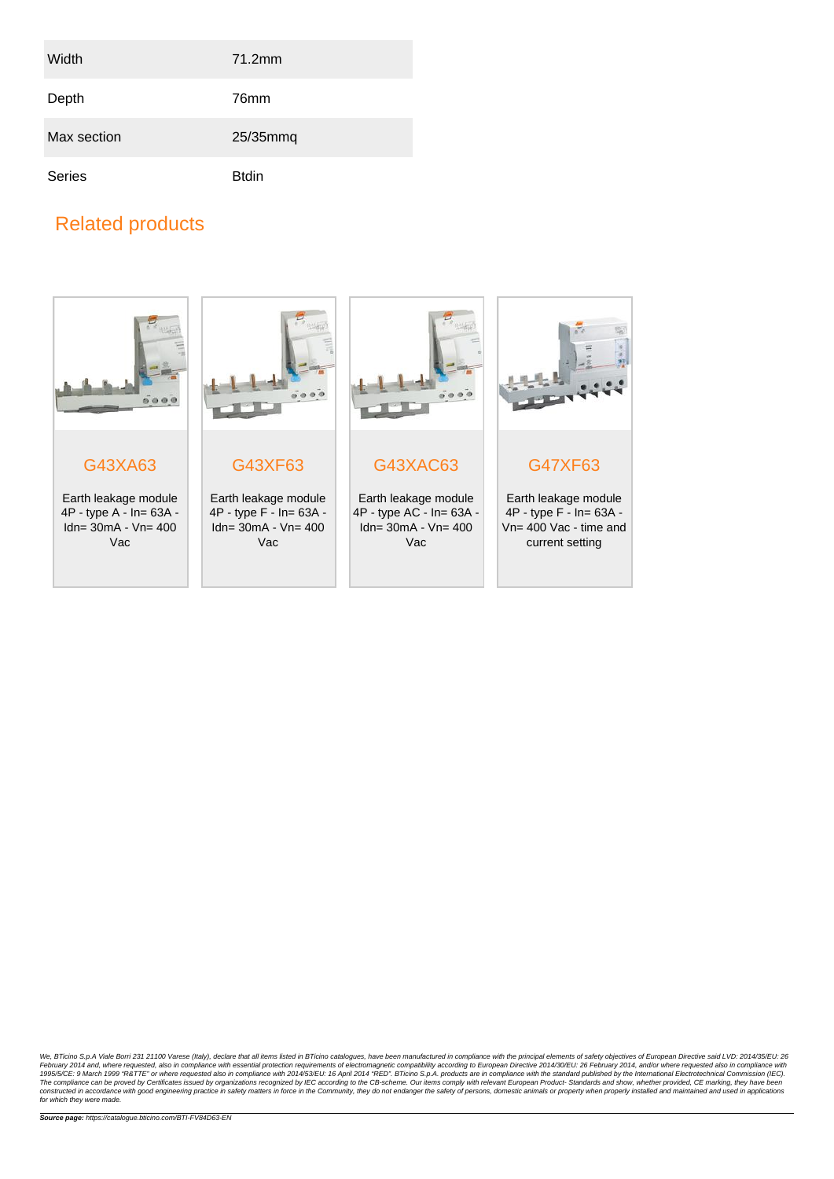| | |
|---|---|
| Width | 71.2mm |
| Depth | 76mm |
| Max section | 25/35mmq |
| Series | Btdin |

## Related products

**G43XA63**

Earth leakage module 4P - type A - In= 63A - Idn= 30mA - Vn= 400 Vac

**G43XF63**

Earth leakage module 4P - type F - In= 63A - Idn= 30mA - Vn= 400 Vac

**G43XAC63**

Earth leakage module 4P - type AC - In= 63A - Idn= 30mA - Vn= 400 Vac

**G47XF63**

Earth leakage module 4P - type F - In= 63A - Vn= 400 Vac - time and current setting

*We, BTicino S.p.A Viale Borri 231 21100 Varese (Italy), declare that all items listed in BTicino catalogues, have been manufactured in compliance with the principal elements of safety objectives of European Directive said LVD: 2014/35/EU: 26 February 2014 and, where requested, also in compliance with essential protection requirements of electromagnetic compatibility according to European Directive 2014/30/EU: 26 February 2014, and/or where requested also in compliance with 1995/5/CE: 9 March 1999 "R&TTE" or where requested also in compliance with 2014/53/EU: 16 April 2014 "RED". BTicino S.p.A. products are in compliance with the standard published by the International Electrotechnical Commission (IEC). The compliance can be proved by Certificates issued by organizations recognized by IEC according to the CB-scheme. Our items comply with relevant European Product- Standards and show, whether provided, CE marking, they have been constructed in accordance with good engineering practice in safety matters in force in the Community, they do not endanger the safety of persons, domestic animals or property when properly installed and maintained and used in applications for which they were made.*

**Source page:** https://catalogue.bticino.com/BTI-FV84D63-EN